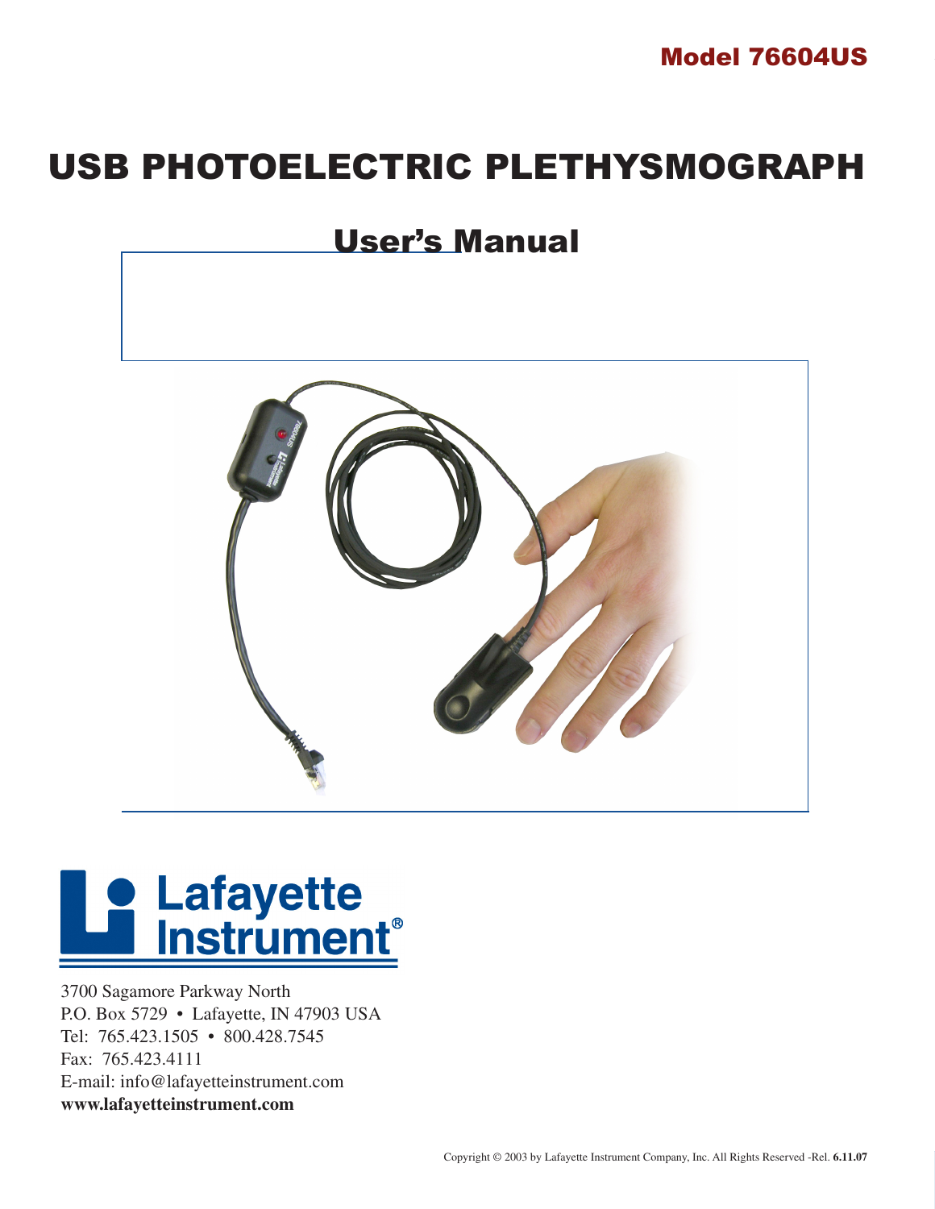**Model 76604US**

# USB PHOTOELECTRIC PLETHYSMOGRAPH

## User's Manual

**Lafayette Instrument®**

3700 Sagamore Parkway North
P.O. Box 5729 • Lafayette, IN 47903 USA
Tel: 765.423.1505 • 800.428.7545
Fax: 765.423.4111
E-mail: info@lafayetteinstrument.com
**www.lafayetteinstrument.com**

Copyright © 2003 by Lafayette Instrument Company, Inc. All Rights Reserved -Rel. **6.11.07**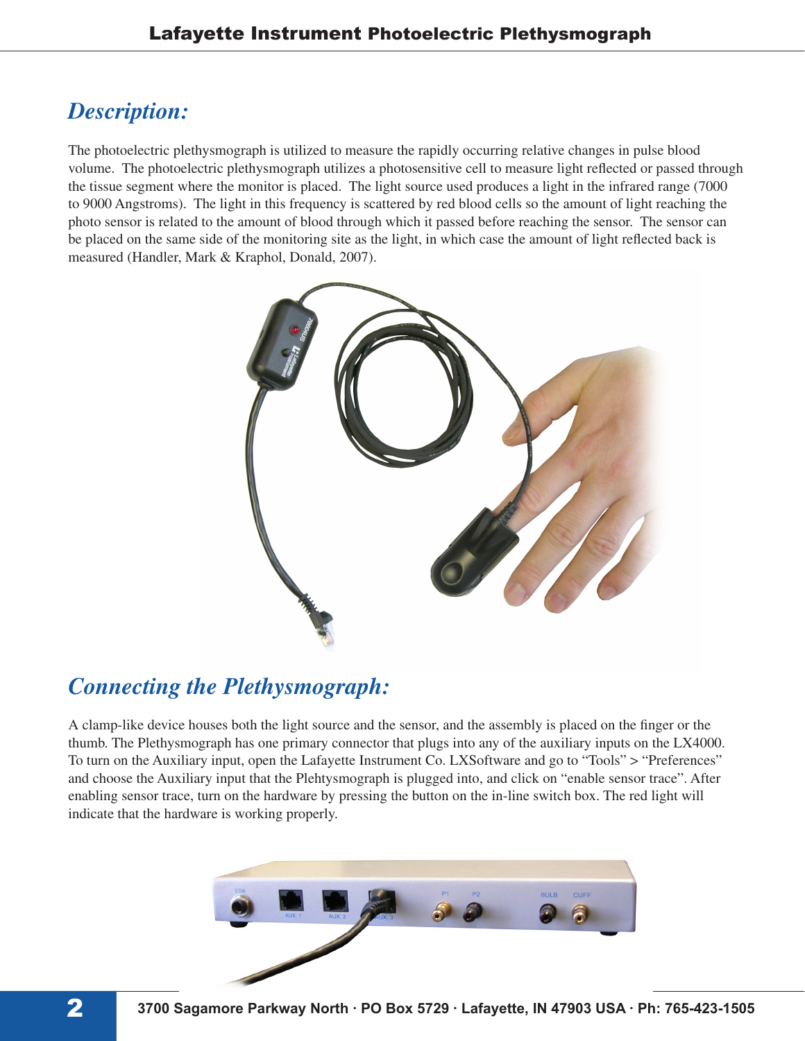## *Description:*

The photoelectric plethysmograph is utilized to measure the rapidly occurring relative changes in pulse blood volume. The photoelectric plethysmograph utilizes a photosensitive cell to measure light reflected or passed through the tissue segment where the monitor is placed. The light source used produces a light in the infrared range (7000 to 9000 Angstroms). The light in this frequency is scattered by red blood cells so the amount of light reaching the photo sensor is related to the amount of blood through which it passed before reaching the sensor. The sensor can be placed on the same side of the monitoring site as the light, in which case the amount of light reflected back is measured (Handler, Mark & Kraphol, Donald, 2007).

## *Connecting the Plethysmograph:*

A clamp-like device houses both the light source and the sensor, and the assembly is placed on the finger or the thumb. The Plethysmograph has one primary connector that plugs into any of the auxiliary inputs on the LX4000. To turn on the Auxiliary input, open the Lafayette Instrument Co. LXSoftware and go to "Tools" > "Preferences" and choose the Auxiliary input that the Plehtysmograph is plugged into, and click on "enable sensor trace". After enabling sensor trace, turn on the hardware by pressing the button on the in-line switch box. The red light will indicate that the hardware is working properly.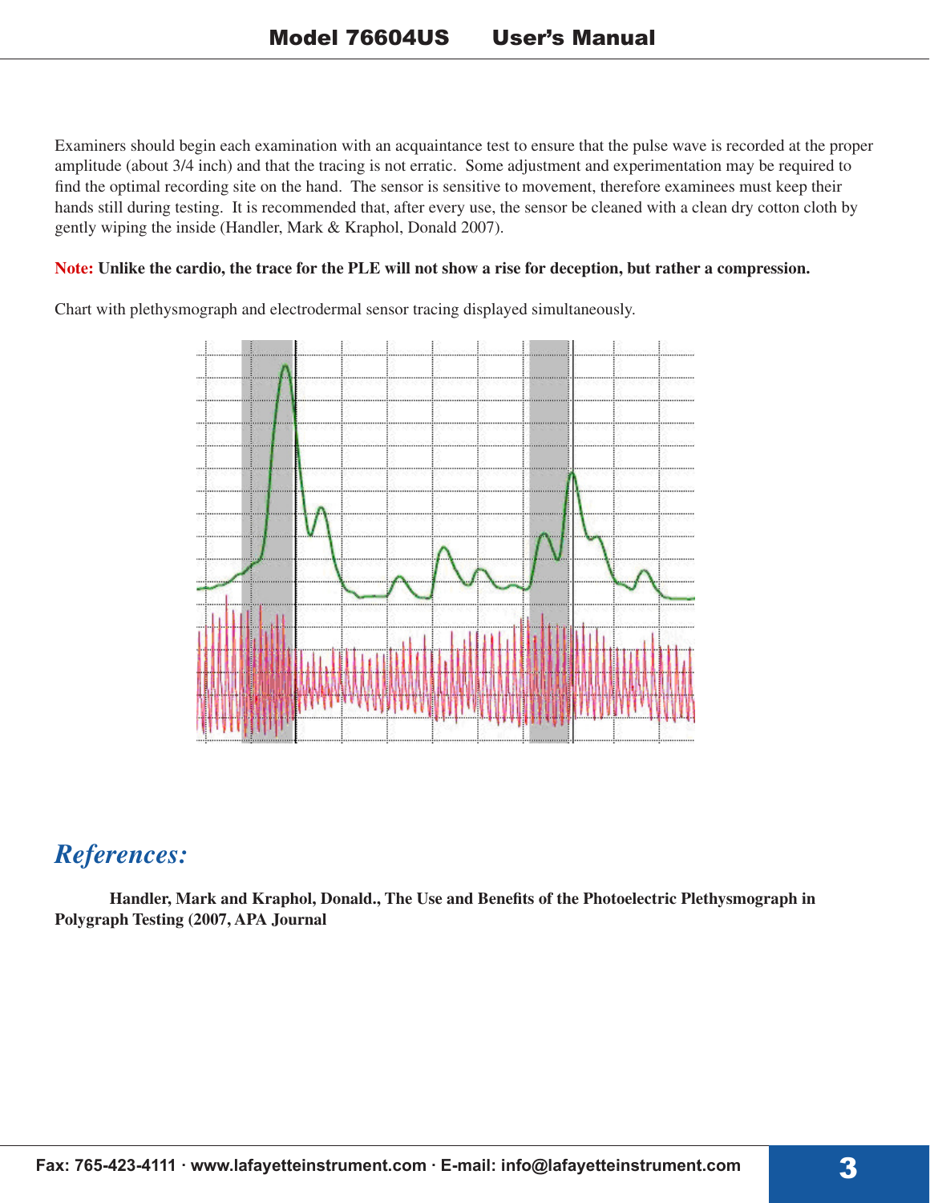Examiners should begin each examination with an acquaintance test to ensure that the pulse wave is recorded at the proper amplitude (about 3/4 inch) and that the tracing is not erratic. Some adjustment and experimentation may be required to find the optimal recording site on the hand. The sensor is sensitive to movement, therefore examinees must keep their hands still during testing. It is recommended that, after every use, the sensor be cleaned with a clean dry cotton cloth by gently wiping the inside (Handler, Mark & Kraphol, Donald 2007).

**Note: Unlike the cardio, the trace for the PLE will not show a rise for deception, but rather a compression.**

Chart with plethysmograph and electrodermal sensor tracing displayed simultaneously.

## *References:*

**Handler, Mark and Kraphol, Donald., The Use and Benefits of the Photoelectric Plethysmograph in Polygraph Testing (2007, APA Journal**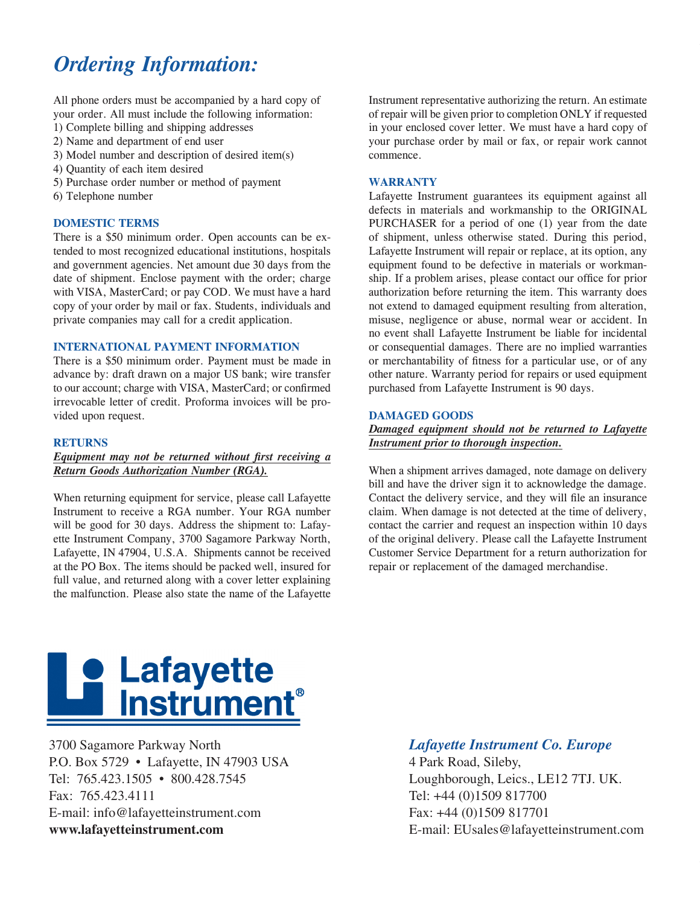# Ordering Information:

All phone orders must be accompanied by a hard copy of your order. All must include the following information:

1) Complete billing and shipping addresses
2) Name and department of end user
3) Model number and description of desired item(s)
4) Quantity of each item desired
5) Purchase order number or method of payment
6) Telephone number

### DOMESTIC TERMS

There is a $50 minimum order. Open accounts can be extended to most recognized educational institutions, hospitals and government agencies. Net amount due 30 days from the date of shipment. Enclose payment with the order; charge with VISA, MasterCard; or pay COD. We must have a hard copy of your order by mail or fax. Students, individuals and private companies may call for a credit application.

### INTERNATIONAL PAYMENT INFORMATION

There is a $50 minimum order. Payment must be made in advance by: draft drawn on a major US bank; wire transfer to our account; charge with VISA, MasterCard; or confirmed irrevocable letter of credit. Proforma invoices will be provided upon request.

### RETURNS

***Equipment may not be returned without first receiving a Return Goods Authorization Number (RGA).***

When returning equipment for service, please call Lafayette Instrument to receive a RGA number. Your RGA number will be good for 30 days. Address the shipment to: Lafayette Instrument Company, 3700 Sagamore Parkway North, Lafayette, IN 47904, U.S.A. Shipments cannot be received at the PO Box. The items should be packed well, insured for full value, and returned along with a cover letter explaining the malfunction. Please also state the name of the Lafayette Instrument representative authorizing the return. An estimate of repair will be given prior to completion ONLY if requested in your enclosed cover letter. We must have a hard copy of your purchase order by mail or fax, or repair work cannot commence.

### WARRANTY

Lafayette Instrument guarantees its equipment against all defects in materials and workmanship to the ORIGINAL PURCHASER for a period of one (1) year from the date of shipment, unless otherwise stated. During this period, Lafayette Instrument will repair or replace, at its option, any equipment found to be defective in materials or workmanship. If a problem arises, please contact our office for prior authorization before returning the item. This warranty does not extend to damaged equipment resulting from alteration, misuse, negligence or abuse, normal wear or accident. In no event shall Lafayette Instrument be liable for incidental or consequential damages. There are no implied warranties or merchantability of fitness for a particular use, or of any other nature. Warranty period for repairs or used equipment purchased from Lafayette Instrument is 90 days.

### DAMAGED GOODS

***Damaged equipment should not be returned to Lafayette Instrument prior to thorough inspection.***

When a shipment arrives damaged, note damage on delivery bill and have the driver sign it to acknowledge the damage. Contact the delivery service, and they will file an insurance claim. When damage is not detected at the time of delivery, contact the carrier and request an inspection within 10 days of the original delivery. Please call the Lafayette Instrument Customer Service Department for a return authorization for repair or replacement of the damaged merchandise.

**Lafayette Instrument®**

3700 Sagamore Parkway North
P.O. Box 5729 • Lafayette, IN 47903 USA
Tel: 765.423.1505 • 800.428.7545
Fax: 765.423.4111
E-mail: info@lafayetteinstrument.com
**www.lafayetteinstrument.com**

*Lafayette Instrument Co. Europe*
4 Park Road, Sileby,
Loughborough, Leics., LE12 7TJ. UK.
Tel: +44 (0)1509 817700
Fax: +44 (0)1509 817701
E-mail: EUsales@lafayetteinstrument.com